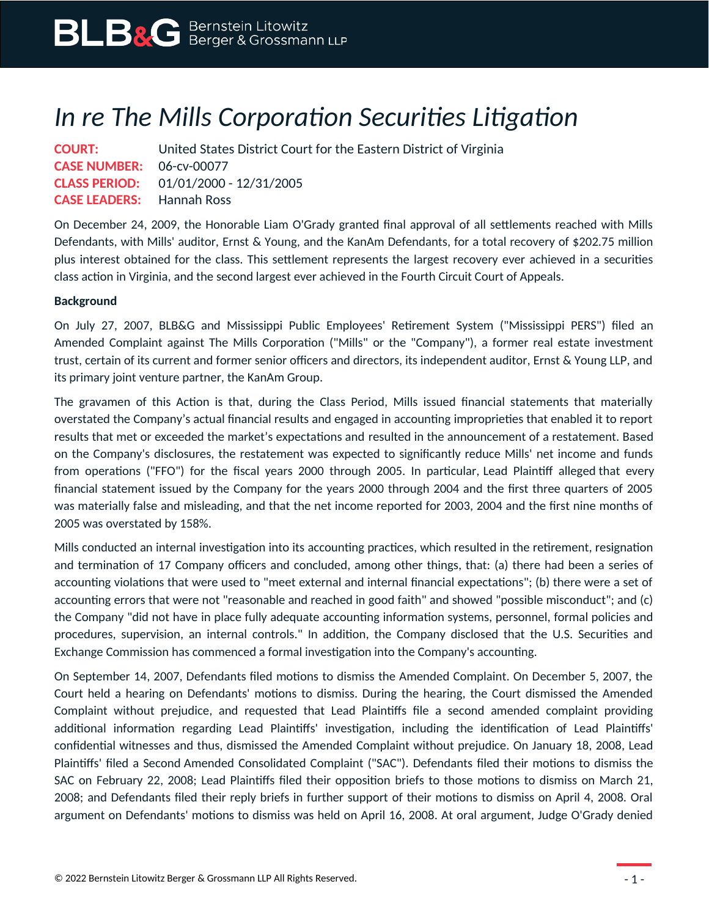# *In re The Mills Corporation Securities Litigation*

**COURT:** United States District Court for the Eastern District of Virginia
**CASE NUMBER:** 06-cv-00077
**CLASS PERIOD:** 01/01/2000 - 12/31/2005
**CASE LEADERS:** Hannah Ross

On December 24, 2009, the Honorable Liam O'Grady granted final approval of all settlements reached with Mills Defendants, with Mills' auditor, Ernst & Young, and the KanAm Defendants, for a total recovery of $202.75 million plus interest obtained for the class. This settlement represents the largest recovery ever achieved in a securities class action in Virginia, and the second largest ever achieved in the Fourth Circuit Court of Appeals.

**Background**

On July 27, 2007, BLB&G and Mississippi Public Employees' Retirement System ("Mississippi PERS") filed an Amended Complaint against The Mills Corporation ("Mills" or the "Company"), a former real estate investment trust, certain of its current and former senior officers and directors, its independent auditor, Ernst & Young LLP, and its primary joint venture partner, the KanAm Group.

The gravamen of this Action is that, during the Class Period, Mills issued financial statements that materially overstated the Company's actual financial results and engaged in accounting improprieties that enabled it to report results that met or exceeded the market's expectations and resulted in the announcement of a restatement. Based on the Company's disclosures, the restatement was expected to significantly reduce Mills' net income and funds from operations ("FFO") for the fiscal years 2000 through 2005. In particular, Lead Plaintiff alleged that every financial statement issued by the Company for the years 2000 through 2004 and the first three quarters of 2005 was materially false and misleading, and that the net income reported for 2003, 2004 and the first nine months of 2005 was overstated by 158%.

Mills conducted an internal investigation into its accounting practices, which resulted in the retirement, resignation and termination of 17 Company officers and concluded, among other things, that: (a) there had been a series of accounting violations that were used to "meet external and internal financial expectations"; (b) there were a set of accounting errors that were not "reasonable and reached in good faith" and showed "possible misconduct"; and (c) the Company "did not have in place fully adequate accounting information systems, personnel, formal policies and procedures, supervision, an internal controls." In addition, the Company disclosed that the U.S. Securities and Exchange Commission has commenced a formal investigation into the Company's accounting.

On September 14, 2007, Defendants filed motions to dismiss the Amended Complaint. On December 5, 2007, the Court held a hearing on Defendants' motions to dismiss. During the hearing, the Court dismissed the Amended Complaint without prejudice, and requested that Lead Plaintiffs file a second amended complaint providing additional information regarding Lead Plaintiffs' investigation, including the identification of Lead Plaintiffs' confidential witnesses and thus, dismissed the Amended Complaint without prejudice. On January 18, 2008, Lead Plaintiffs' filed a Second Amended Consolidated Complaint ("SAC"). Defendants filed their motions to dismiss the SAC on February 22, 2008; Lead Plaintiffs filed their opposition briefs to those motions to dismiss on March 21, 2008; and Defendants filed their reply briefs in further support of their motions to dismiss on April 4, 2008. Oral argument on Defendants' motions to dismiss was held on April 16, 2008. At oral argument, Judge O'Grady denied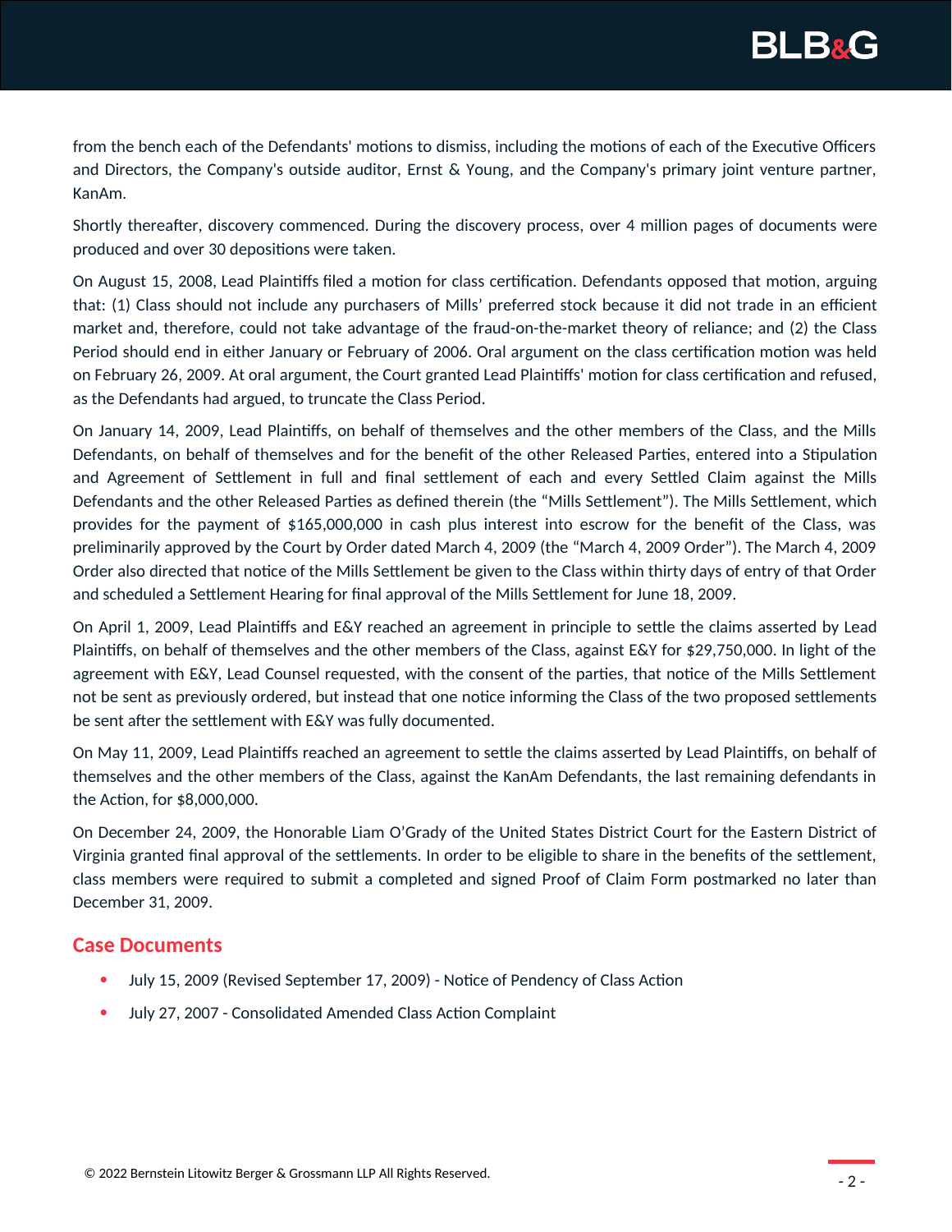from the bench each of the Defendants' motions to dismiss, including the motions of each of the Executive Officers and Directors, the Company's outside auditor, Ernst & Young, and the Company's primary joint venture partner, KanAm.

Shortly thereafter, discovery commenced. During the discovery process, over 4 million pages of documents were produced and over 30 depositions were taken.

On August 15, 2008, Lead Plaintiffs filed a motion for class certification. Defendants opposed that motion, arguing that: (1) Class should not include any purchasers of Mills' preferred stock because it did not trade in an efficient market and, therefore, could not take advantage of the fraud-on-the-market theory of reliance; and (2) the Class Period should end in either January or February of 2006. Oral argument on the class certification motion was held on February 26, 2009. At oral argument, the Court granted Lead Plaintiffs' motion for class certification and refused, as the Defendants had argued, to truncate the Class Period.

On January 14, 2009, Lead Plaintiffs, on behalf of themselves and the other members of the Class, and the Mills Defendants, on behalf of themselves and for the benefit of the other Released Parties, entered into a Stipulation and Agreement of Settlement in full and final settlement of each and every Settled Claim against the Mills Defendants and the other Released Parties as defined therein (the "Mills Settlement"). The Mills Settlement, which provides for the payment of $165,000,000 in cash plus interest into escrow for the benefit of the Class, was preliminarily approved by the Court by Order dated March 4, 2009 (the "March 4, 2009 Order"). The March 4, 2009 Order also directed that notice of the Mills Settlement be given to the Class within thirty days of entry of that Order and scheduled a Settlement Hearing for final approval of the Mills Settlement for June 18, 2009.

On April 1, 2009, Lead Plaintiffs and E&Y reached an agreement in principle to settle the claims asserted by Lead Plaintiffs, on behalf of themselves and the other members of the Class, against E&Y for $29,750,000. In light of the agreement with E&Y, Lead Counsel requested, with the consent of the parties, that notice of the Mills Settlement not be sent as previously ordered, but instead that one notice informing the Class of the two proposed settlements be sent after the settlement with E&Y was fully documented.

On May 11, 2009, Lead Plaintiffs reached an agreement to settle the claims asserted by Lead Plaintiffs, on behalf of themselves and the other members of the Class, against the KanAm Defendants, the last remaining defendants in the Action, for $8,000,000.

On December 24, 2009, the Honorable Liam O'Grady of the United States District Court for the Eastern District of Virginia granted final approval of the settlements. In order to be eligible to share in the benefits of the settlement, class members were required to submit a completed and signed Proof of Claim Form postmarked no later than December 31, 2009.

## Case Documents

- July 15, 2009 (Revised September 17, 2009) - Notice of Pendency of Class Action
- July 27, 2007 - Consolidated Amended Class Action Complaint

© 2022 Bernstein Litowitz Berger & Grossmann LLP All Rights Reserved.